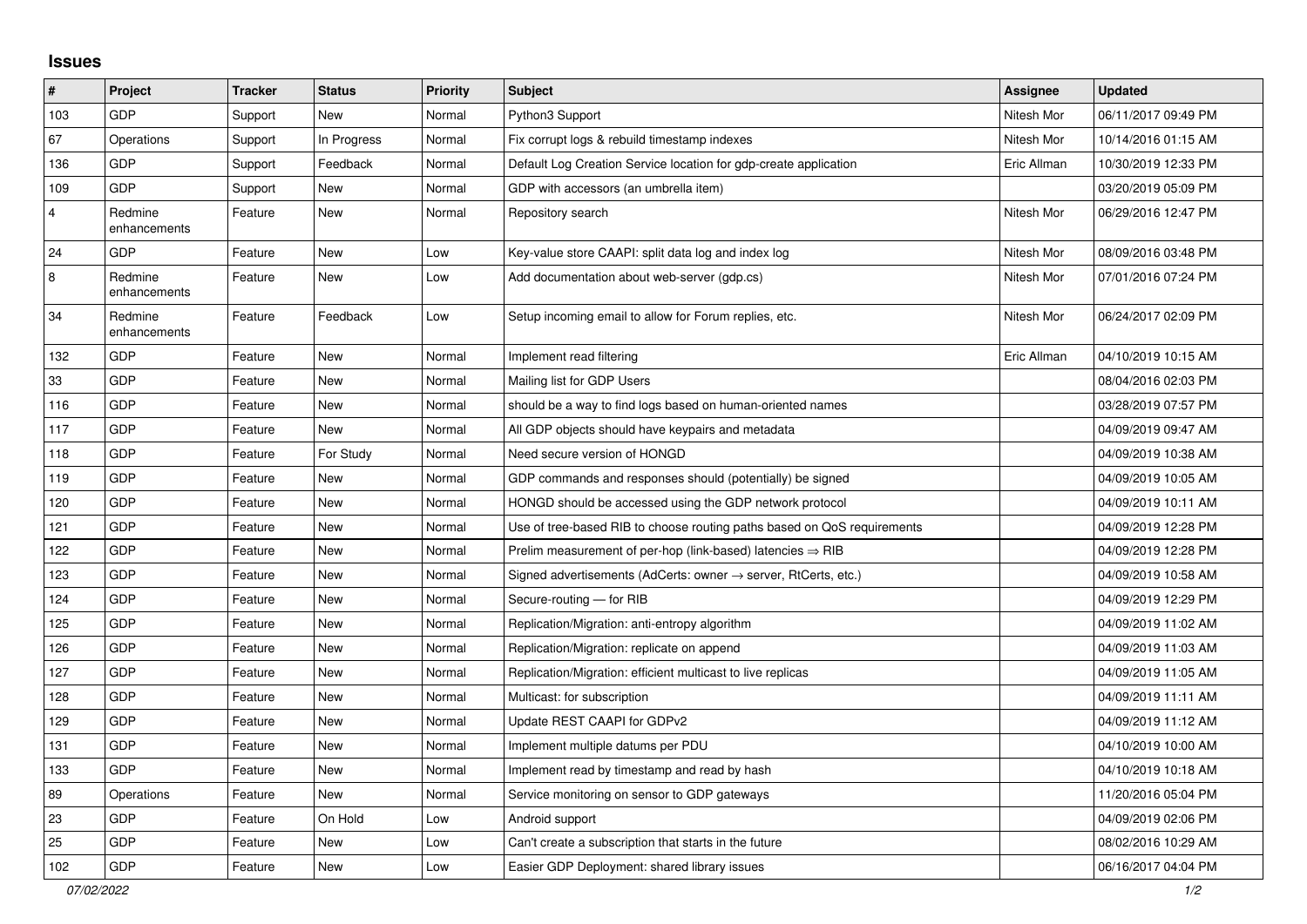## Issues

| # | Project | Tracker | Status | Priority | Subject | Assignee | Updated |
|---|---|---|---|---|---|---|---|
| 103 | GDP | Support | New | Normal | Python3 Support | Nitesh Mor | 06/11/2017 09:49 PM |
| 67 | Operations | Support | In Progress | Normal | Fix corrupt logs & rebuild timestamp indexes | Nitesh Mor | 10/14/2016 01:15 AM |
| 136 | GDP | Support | Feedback | Normal | Default Log Creation Service location for gdp-create application | Eric Allman | 10/30/2019 12:33 PM |
| 109 | GDP | Support | New | Normal | GDP with accessors (an umbrella item) | | 03/20/2019 05:09 PM |
| 4 | Redmine enhancements | Feature | New | Normal | Repository search | Nitesh Mor | 06/29/2016 12:47 PM |
| 24 | GDP | Feature | New | Low | Key-value store CAAPI: split data log and index log | Nitesh Mor | 08/09/2016 03:48 PM |
| 8 | Redmine enhancements | Feature | New | Low | Add documentation about web-server (gdp.cs) | Nitesh Mor | 07/01/2016 07:24 PM |
| 34 | Redmine enhancements | Feature | Feedback | Low | Setup incoming email to allow for Forum replies, etc. | Nitesh Mor | 06/24/2017 02:09 PM |
| 132 | GDP | Feature | New | Normal | Implement read filtering | Eric Allman | 04/10/2019 10:15 AM |
| 33 | GDP | Feature | New | Normal | Mailing list for GDP Users | | 08/04/2016 02:03 PM |
| 116 | GDP | Feature | New | Normal | should be a way to find logs based on human-oriented names | | 03/28/2019 07:57 PM |
| 117 | GDP | Feature | New | Normal | All GDP objects should have keypairs and metadata | | 04/09/2019 09:47 AM |
| 118 | GDP | Feature | For Study | Normal | Need secure version of HONGD | | 04/09/2019 10:38 AM |
| 119 | GDP | Feature | New | Normal | GDP commands and responses should (potentially) be signed | | 04/09/2019 10:05 AM |
| 120 | GDP | Feature | New | Normal | HONGD should be accessed using the GDP network protocol | | 04/09/2019 10:11 AM |
| 121 | GDP | Feature | New | Normal | Use of tree-based RIB to choose routing paths based on QoS requirements | | 04/09/2019 12:28 PM |
| 122 | GDP | Feature | New | Normal | Prelim measurement of per-hop (link-based) latencies ⇒ RIB | | 04/09/2019 12:28 PM |
| 123 | GDP | Feature | New | Normal | Signed advertisements (AdCerts: owner → server, RtCerts, etc.) | | 04/09/2019 10:58 AM |
| 124 | GDP | Feature | New | Normal | Secure-routing — for RIB | | 04/09/2019 12:29 PM |
| 125 | GDP | Feature | New | Normal | Replication/Migration: anti-entropy algorithm | | 04/09/2019 11:02 AM |
| 126 | GDP | Feature | New | Normal | Replication/Migration: replicate on append | | 04/09/2019 11:03 AM |
| 127 | GDP | Feature | New | Normal | Replication/Migration: efficient multicast to live replicas | | 04/09/2019 11:05 AM |
| 128 | GDP | Feature | New | Normal | Multicast: for subscription | | 04/09/2019 11:11 AM |
| 129 | GDP | Feature | New | Normal | Update REST CAAPI for GDPv2 | | 04/09/2019 11:12 AM |
| 131 | GDP | Feature | New | Normal | Implement multiple datums per PDU | | 04/10/2019 10:00 AM |
| 133 | GDP | Feature | New | Normal | Implement read by timestamp and read by hash | | 04/10/2019 10:18 AM |
| 89 | Operations | Feature | New | Normal | Service monitoring on sensor to GDP gateways | | 11/20/2016 05:04 PM |
| 23 | GDP | Feature | On Hold | Low | Android support | | 04/09/2019 02:06 PM |
| 25 | GDP | Feature | New | Low | Can't create a subscription that starts in the future | | 08/02/2016 10:29 AM |
| 102 | GDP | Feature | New | Low | Easier GDP Deployment: shared library issues | | 06/16/2017 04:04 PM |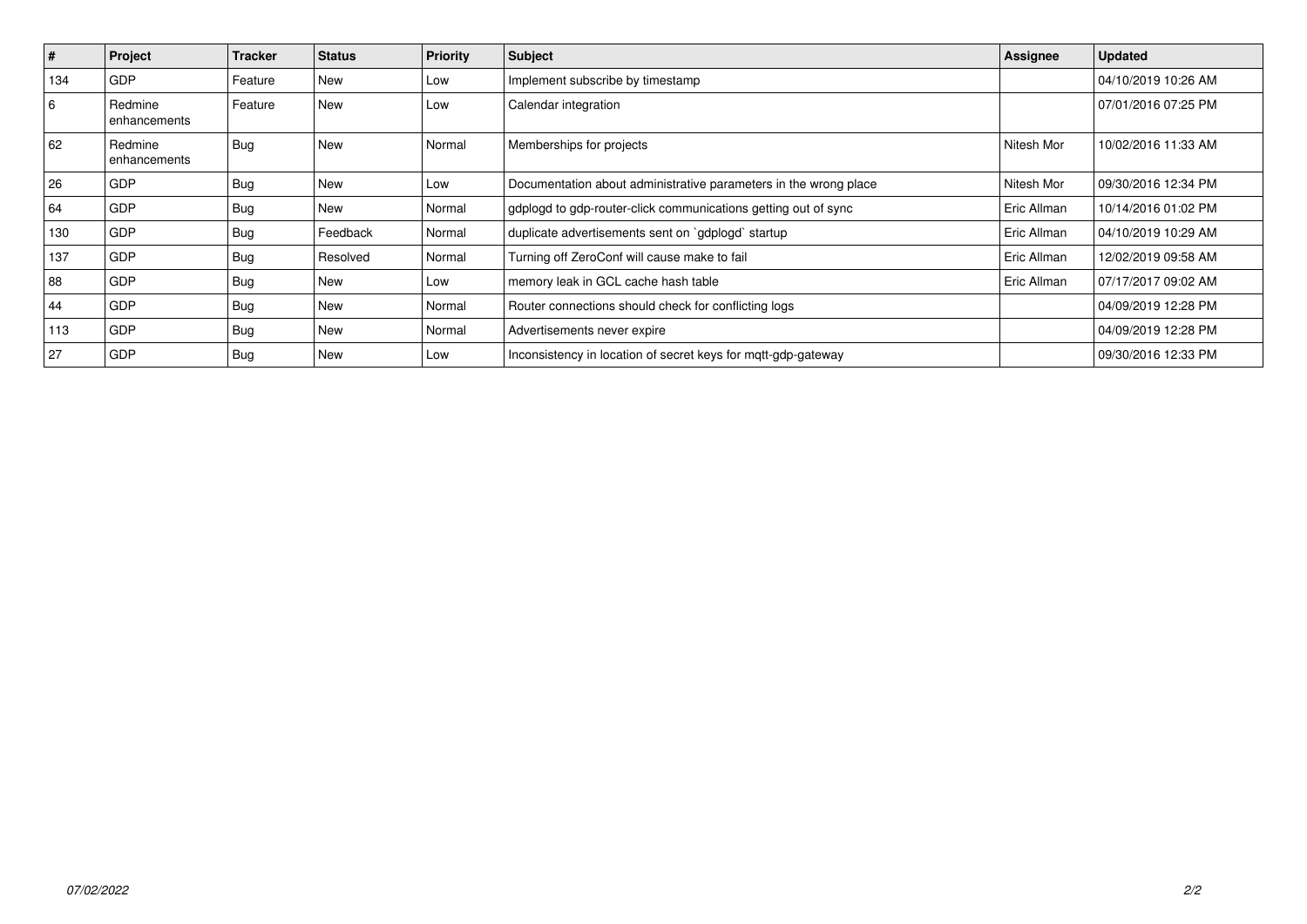| # | Project | Tracker | Status | Priority | Subject | Assignee | Updated |
|---|---|---|---|---|---|---|---|
| 134 | GDP | Feature | New | Low | Implement subscribe by timestamp | | 04/10/2019 10:26 AM |
| 6 | Redmine enhancements | Feature | New | Low | Calendar integration | | 07/01/2016 07:25 PM |
| 62 | Redmine enhancements | Bug | New | Normal | Memberships for projects | Nitesh Mor | 10/02/2016 11:33 AM |
| 26 | GDP | Bug | New | Low | Documentation about administrative parameters in the wrong place | Nitesh Mor | 09/30/2016 12:34 PM |
| 64 | GDP | Bug | New | Normal | gdplogd to gdp-router-click communications getting out of sync | Eric Allman | 10/14/2016 01:02 PM |
| 130 | GDP | Bug | Feedback | Normal | duplicate advertisements sent on `gdplogd` startup | Eric Allman | 04/10/2019 10:29 AM |
| 137 | GDP | Bug | Resolved | Normal | Turning off ZeroConf will cause make to fail | Eric Allman | 12/02/2019 09:58 AM |
| 88 | GDP | Bug | New | Low | memory leak in GCL cache hash table | Eric Allman | 07/17/2017 09:02 AM |
| 44 | GDP | Bug | New | Normal | Router connections should check for conflicting logs | | 04/09/2019 12:28 PM |
| 113 | GDP | Bug | New | Normal | Advertisements never expire | | 04/09/2019 12:28 PM |
| 27 | GDP | Bug | New | Low | Inconsistency in location of secret keys for mqtt-gdp-gateway | | 09/30/2016 12:33 PM |